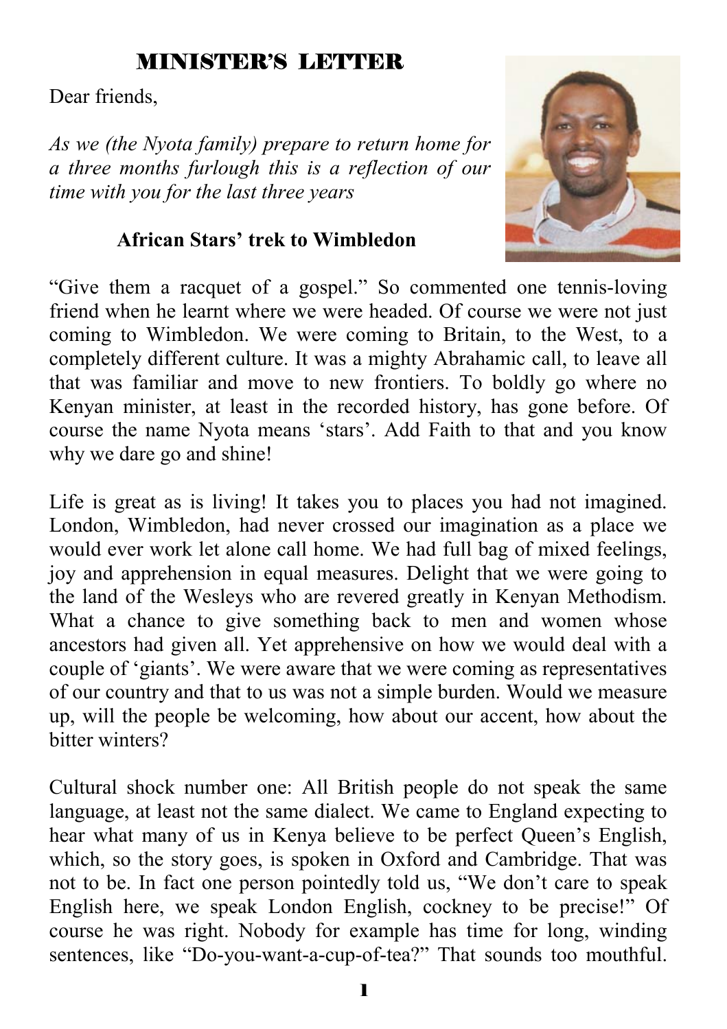# MINISTER'S LETTER

Dear friends,

*As we (the Nyota family) prepare to return home for a three months furlough this is a reflection of our time with you for the last three years*

### African Stars' trek to Wimbledon

"Give them a racquet of a gospel." So commented one tennis-loving friend when he learnt where we were headed. Of course we were not just coming to Wimbledon. We were coming to Britain, to the West, to a completely different culture. It was a mighty Abrahamic call, to leave all that was familiar and move to new frontiers. To boldly go where no Kenyan minister, at least in the recorded history, has gone before. Of course the name Nyota means 'stars'. Add Faith to that and you know why we dare go and shine!

Life is great as is living! It takes you to places you had not imagined. London, Wimbledon, had never crossed our imagination as a place we would ever work let alone call home. We had full bag of mixed feelings, joy and apprehension in equal measures. Delight that we were going to the land of the Wesleys who are revered greatly in Kenyan Methodism. What a chance to give something back to men and women whose ancestors had given all. Yet apprehensive on how we would deal with a couple of 'giants'. We were aware that we were coming as representatives of our country and that to us was not a simple burden. Would we measure up, will the people be welcoming, how about our accent, how about the bitter winters?

Cultural shock number one: All British people do not speak the same language, at least not the same dialect. We came to England expecting to hear what many of us in Kenya believe to be perfect Queen's English, which, so the story goes, is spoken in Oxford and Cambridge. That was not to be. In fact one person pointedly told us, "We don't care to speak English here, we speak London English, cockney to be precise!" Of course he was right. Nobody for example has time for long, winding sentences, like "Do-you-want-a-cup-of-tea?" That sounds too mouthful.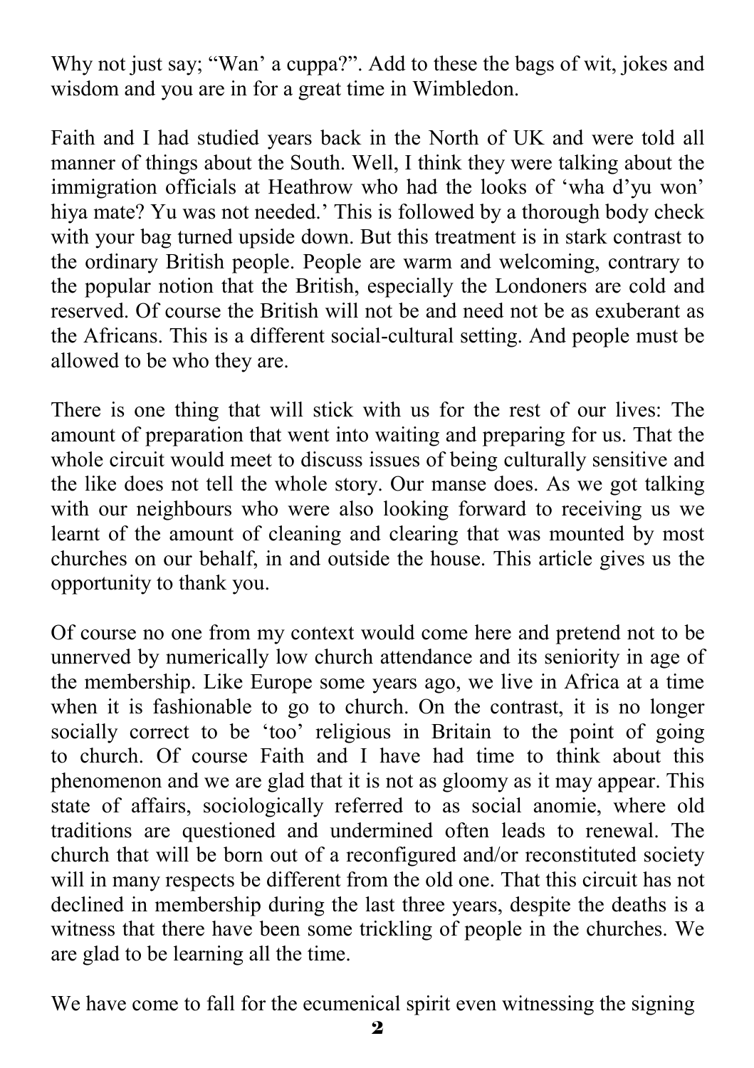Why not just say; “Wan’ a cuppa?”. Add to these the bags of wit, jokes and wisdom and you are in for a great time in Wimbledon.

Faith and I had studied years back in the North of UK and were told all manner of things about the South. Well, I think they were talking about the immigration officials at Heathrow who had the looks of ‘wha d’yu won’ hiya mate? Yu was not needed.’ This is followed by a thorough body check with your bag turned upside down. But this treatment is in stark contrast to the ordinary British people. People are warm and welcoming, contrary to the popular notion that the British, especially the Londoners are cold and reserved. Of course the British will not be and need not be as exuberant as the Africans. This is a different social-cultural setting. And people must be allowed to be who they are.

There is one thing that will stick with us for the rest of our lives: The amount of preparation that went into waiting and preparing for us. That the whole circuit would meet to discuss issues of being culturally sensitive and the like does not tell the whole story. Our manse does. As we got talking with our neighbours who were also looking forward to receiving us we learnt of the amount of cleaning and clearing that was mounted by most churches on our behalf, in and outside the house. This article gives us the opportunity to thank you.

Of course no one from my context would come here and pretend not to be unnerved by numerically low church attendance and its seniority in age of the membership. Like Europe some years ago, we live in Africa at a time when it is fashionable to go to church. On the contrast, it is no longer socially correct to be ‘too’ religious in Britain to the point of going to church. Of course Faith and I have had time to think about this phenomenon and we are glad that it is not as gloomy as it may appear. This state of affairs, sociologically referred to as social anomie, where old traditions are questioned and undermined often leads to renewal. The church that will be born out of a reconfigured and/or reconstituted society will in many respects be different from the old one. That this circuit has not declined in membership during the last three years, despite the deaths is a witness that there have been some trickling of people in the churches. We are glad to be learning all the time.

We have come to fall for the ecumenical spirit even witnessing the signing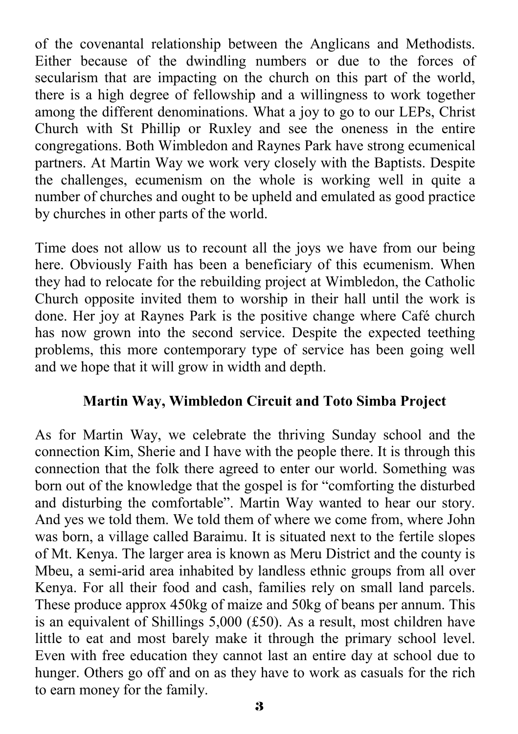of the covenantal relationship between the Anglicans and Methodists. Either because of the dwindling numbers or due to the forces of secularism that are impacting on the church on this part of the world, there is a high degree of fellowship and a willingness to work together among the different denominations. What a joy to go to our LEPs, Christ Church with St Phillip or Ruxley and see the oneness in the entire congregations. Both Wimbledon and Raynes Park have strong ecumenical partners. At Martin Way we work very closely with the Baptists. Despite the challenges, ecumenism on the whole is working well in quite a number of churches and ought to be upheld and emulated as good practice by churches in other parts of the world.

Time does not allow us to recount all the joys we have from our being here. Obviously Faith has been a beneficiary of this ecumenism. When they had to relocate for the rebuilding project at Wimbledon, the Catholic Church opposite invited them to worship in their hall until the work is done. Her joy at Raynes Park is the positive change where Café church has now grown into the second service. Despite the expected teething problems, this more contemporary type of service has been going well and we hope that it will grow in width and depth.

**Martin Way, Wimbledon Circuit and Toto Simba Project**

As for Martin Way, we celebrate the thriving Sunday school and the connection Kim, Sherie and I have with the people there. It is through this connection that the folk there agreed to enter our world. Something was born out of the knowledge that the gospel is for "comforting the disturbed and disturbing the comfortable". Martin Way wanted to hear our story. And yes we told them. We told them of where we come from, where John was born, a village called Baraimu. It is situated next to the fertile slopes of Mt. Kenya. The larger area is known as Meru District and the county is Mbeu, a semi-arid area inhabited by landless ethnic groups from all over Kenya. For all their food and cash, families rely on small land parcels. These produce approx 450kg of maize and 50kg of beans per annum. This is an equivalent of Shillings 5,000 (£50). As a result, most children have little to eat and most barely make it through the primary school level. Even with free education they cannot last an entire day at school due to hunger. Others go off and on as they have to work as casuals for the rich to earn money for the family.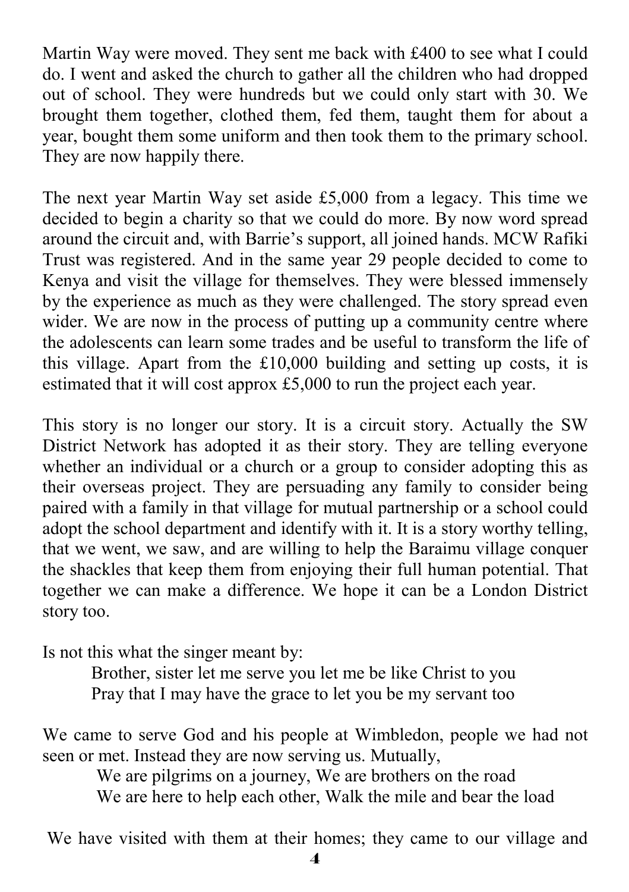Martin Way were moved. They sent me back with £400 to see what I could do. I went and asked the church to gather all the children who had dropped out of school. They were hundreds but we could only start with 30. We brought them together, clothed them, fed them, taught them for about a year, bought them some uniform and then took them to the primary school. They are now happily there.

The next year Martin Way set aside £5,000 from a legacy. This time we decided to begin a charity so that we could do more. By now word spread around the circuit and, with Barrie's support, all joined hands. MCW Rafiki Trust was registered. And in the same year 29 people decided to come to Kenya and visit the village for themselves. They were blessed immensely by the experience as much as they were challenged. The story spread even wider. We are now in the process of putting up a community centre where the adolescents can learn some trades and be useful to transform the life of this village. Apart from the £10,000 building and setting up costs, it is estimated that it will cost approx £5,000 to run the project each year.

This story is no longer our story. It is a circuit story. Actually the SW District Network has adopted it as their story. They are telling everyone whether an individual or a church or a group to consider adopting this as their overseas project. They are persuading any family to consider being paired with a family in that village for mutual partnership or a school could adopt the school department and identify with it. It is a story worthy telling, that we went, we saw, and are willing to help the Baraimu village conquer the shackles that keep them from enjoying their full human potential. That together we can make a difference. We hope it can be a London District story too.

Is not this what the singer meant by:

> Brother, sister let me serve you let me be like Christ to you
> Pray that I may have the grace to let you be my servant too

We came to serve God and his people at Wimbledon, people we had not seen or met. Instead they are now serving us. Mutually,

> We are pilgrims on a journey, We are brothers on the road
> We are here to help each other, Walk the mile and bear the load

We have visited with them at their homes; they came to our village and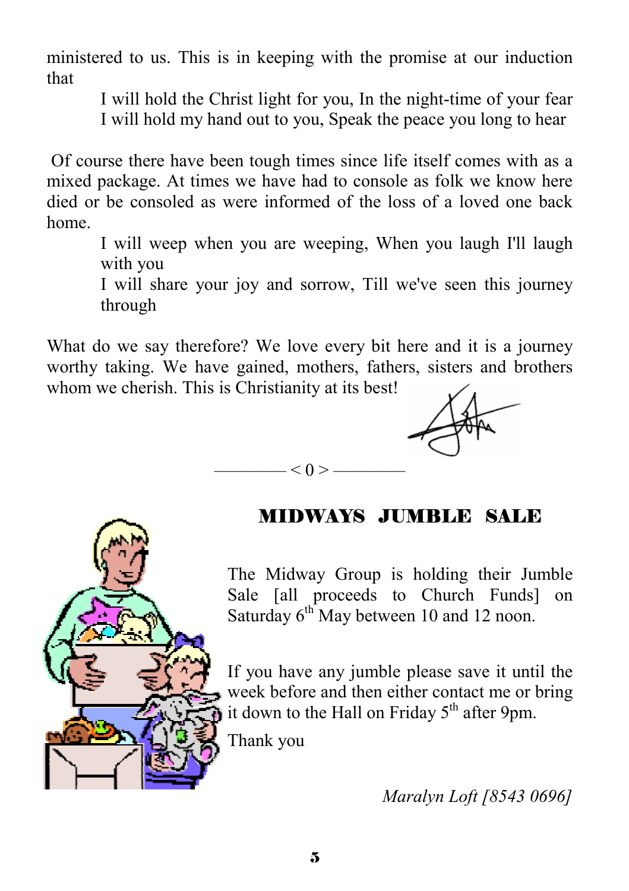ministered to us. This is in keeping with the promise at our induction that

> I will hold the Christ light for you, In the night-time of your fear
> I will hold my hand out to you, Speak the peace you long to hear

Of course there have been tough times since life itself comes with as a mixed package. At times we have had to console as folk we know here died or be consoled as were informed of the loss of a loved one back home.

> I will weep when you are weeping, When you laugh I'll laugh with you
> I will share your joy and sorrow, Till we've seen this journey through

What do we say therefore? We love every bit here and it is a journey worthy taking. We have gained, mothers, fathers, sisters and brothers whom we cherish. This is Christianity at its best!

———— < 0 > ————

## MIDWAYS JUMBLE SALE

The Midway Group is holding their Jumble Sale [all proceeds to Church Funds] on Saturday 6th May between 10 and 12 noon.

If you have any jumble please save it until the week before and then either contact me or bring it down to the Hall on Friday 5th after 9pm.

Thank you

*Maralyn Loft [8543 0696]*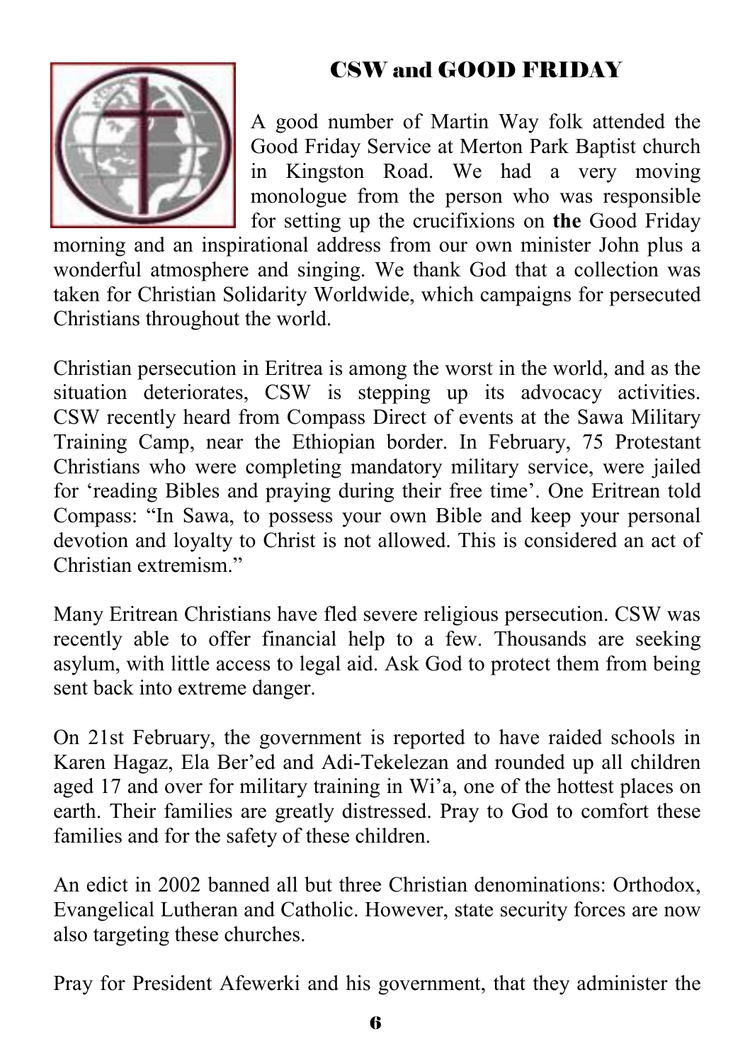## CSW and GOOD FRIDAY

A good number of Martin Way folk attended the Good Friday Service at Merton Park Baptist church in Kingston Road. We had a very moving monologue from the person who was responsible for setting up the crucifixions on **the** Good Friday morning and an inspirational address from our own minister John plus a wonderful atmosphere and singing. We thank God that a collection was taken for Christian Solidarity Worldwide, which campaigns for persecuted Christians throughout the world.

Christian persecution in Eritrea is among the worst in the world, and as the situation deteriorates, CSW is stepping up its advocacy activities. CSW recently heard from Compass Direct of events at the Sawa Military Training Camp, near the Ethiopian border. In February, 75 Protestant Christians who were completing mandatory military service, were jailed for 'reading Bibles and praying during their free time'. One Eritrean told Compass: "In Sawa, to possess your own Bible and keep your personal devotion and loyalty to Christ is not allowed. This is considered an act of Christian extremism."

Many Eritrean Christians have fled severe religious persecution. CSW was recently able to offer financial help to a few. Thousands are seeking asylum, with little access to legal aid. Ask God to protect them from being sent back into extreme danger.

On 21st February, the government is reported to have raided schools in Karen Hagaz, Ela Ber'ed and Adi-Tekelezan and rounded up all children aged 17 and over for military training in Wi'a, one of the hottest places on earth. Their families are greatly distressed. Pray to God to comfort these families and for the safety of these children.

An edict in 2002 banned all but three Christian denominations: Orthodox, Evangelical Lutheran and Catholic. However, state security forces are now also targeting these churches.

Pray for President Afewerki and his government, that they administer the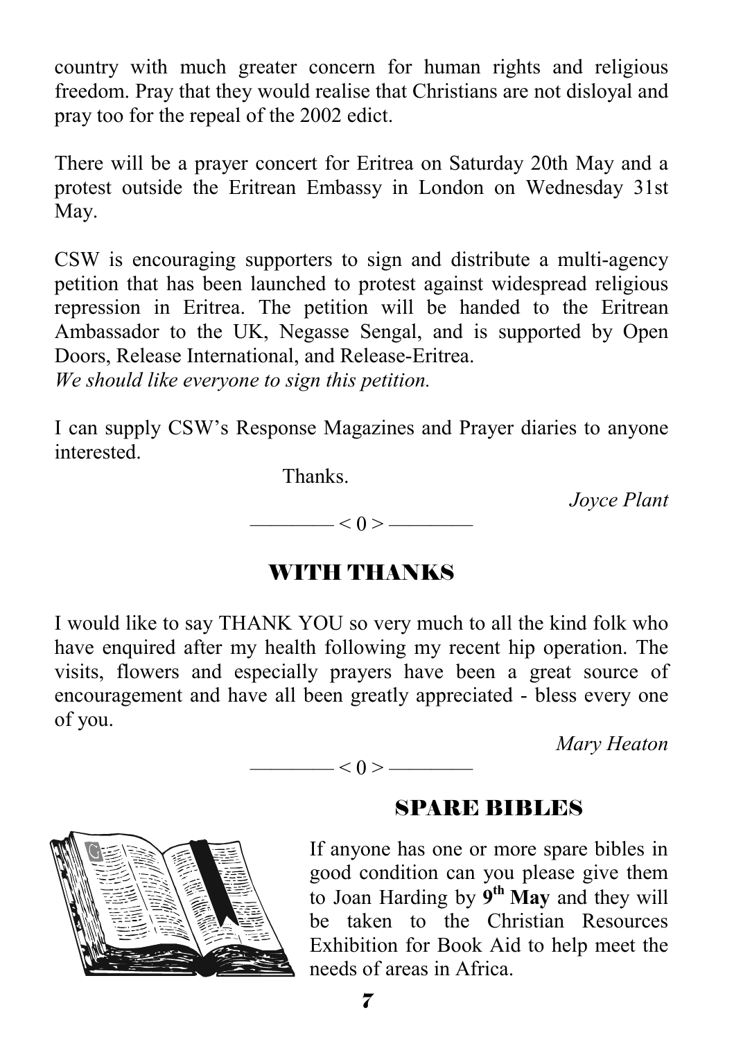country with much greater concern for human rights and religious freedom. Pray that they would realise that Christians are not disloyal and pray too for the repeal of the 2002 edict.

There will be a prayer concert for Eritrea on Saturday 20th May and a protest outside the Eritrean Embassy in London on Wednesday 31st May.

CSW is encouraging supporters to sign and distribute a multi-agency petition that has been launched to protest against widespread religious repression in Eritrea. The petition will be handed to the Eritrean Ambassador to the UK, Negasse Sengal, and is supported by Open Doors, Release International, and Release-Eritrea.
*We should like everyone to sign this petition.*

I can supply CSW's Response Magazines and Prayer diaries to anyone interested.

Thanks.

*Joyce Plant*

———— < 0 > ————

## WITH THANKS

I would like to say THANK YOU so very much to all the kind folk who have enquired after my health following my recent hip operation. The visits, flowers and especially prayers have been a great source of encouragement and have all been greatly appreciated - bless every one of you.

*Mary Heaton*

———— < 0 > ————

## SPARE BIBLES

If anyone has one or more spare bibles in good condition can you please give them to Joan Harding by **9th May** and they will be taken to the Christian Resources Exhibition for Book Aid to help meet the needs of areas in Africa.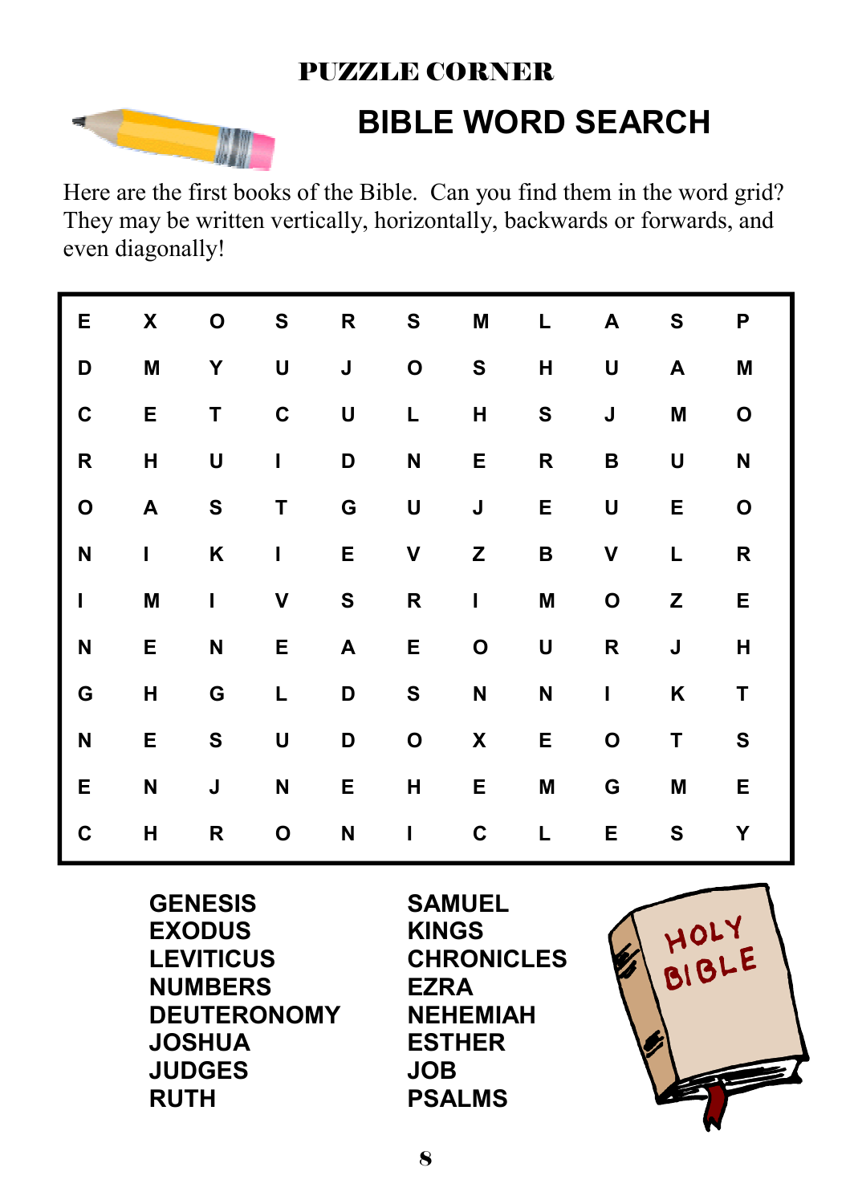# PUZZLE CORNER

## BIBLE WORD SEARCH

Here are the first books of the Bible. Can you find them in the word grid? They may be written vertically, horizontally, backwards or forwards, and even diagonally!

| | | | | | | | | | | |
|---|---|---|---|---|---|---|---|---|---|---|
| E | X | O | S | R | S | M | L | A | S | P |
| D | M | Y | U | J | O | S | H | U | A | M |
| C | E | T | C | U | L | H | S | J | M | O |
| R | H | U | I | D | N | E | R | B | U | N |
| O | A | S | T | G | U | J | E | U | E | O |
| N | I | K | I | E | V | Z | B | V | L | R |
| I | M | I | V | S | R | I | M | O | Z | E |
| N | E | N | E | A | E | O | U | R | J | H |
| G | H | G | L | D | S | N | N | I | K | T |
| N | E | S | U | D | O | X | E | O | T | S |
| E | N | J | N | E | H | E | M | G | M | E |
| C | H | R | O | N | I | C | L | E | S | Y |

**GENESIS**
**EXODUS**
**LEVITICUS**
**NUMBERS**
**DEUTERONOMY**
**JOSHUA**
**JUDGES**
**RUTH**

**SAMUEL**
**KINGS**
**CHRONICLES**
**EZRA**
**NEHEMIAH**
**ESTHER**
**JOB**
**PSALMS**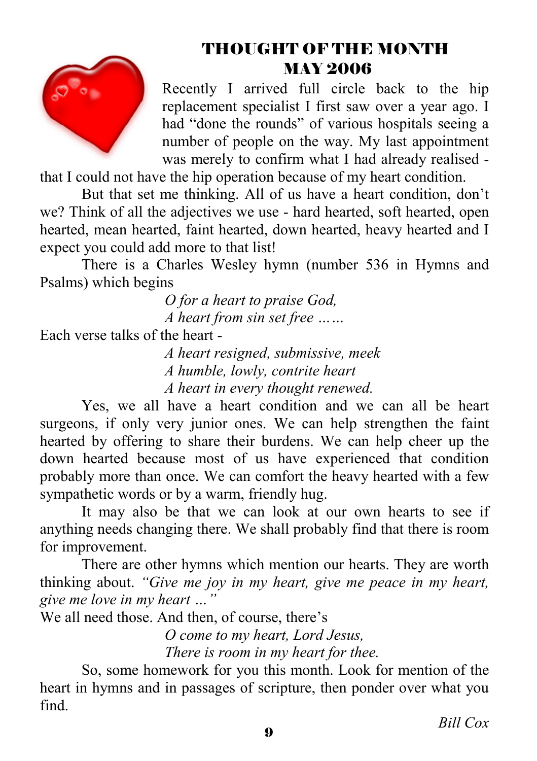## THOUGHT OF THE MONTH
## MAY 2006

Recently I arrived full circle back to the hip replacement specialist I first saw over a year ago. I had "done the rounds" of various hospitals seeing a number of people on the way. My last appointment was merely to confirm what I had already realised - that I could not have the hip operation because of my heart condition.

But that set me thinking. All of us have a heart condition, don't we? Think of all the adjectives we use - hard hearted, soft hearted, open hearted, mean hearted, faint hearted, down hearted, heavy hearted and I expect you could add more to that list!

There is a Charles Wesley hymn (number 536 in Hymns and Psalms) which begins

*O for a heart to praise God,*
*A heart from sin set free ……*

Each verse talks of the heart -

*A heart resigned, submissive, meek*
*A humble, lowly, contrite heart*
*A heart in every thought renewed.*

Yes, we all have a heart condition and we can all be heart surgeons, if only very junior ones. We can help strengthen the faint hearted by offering to share their burdens. We can help cheer up the down hearted because most of us have experienced that condition probably more than once. We can comfort the heavy hearted with a few sympathetic words or by a warm, friendly hug.

It may also be that we can look at our own hearts to see if anything needs changing there. We shall probably find that there is room for improvement.

There are other hymns which mention our hearts. They are worth thinking about. *"Give me joy in my heart, give me peace in my heart, give me love in my heart …"*

We all need those. And then, of course, there's

*O come to my heart, Lord Jesus,*
*There is room in my heart for thee.*

So, some homework for you this month. Look for mention of the heart in hymns and in passages of scripture, then ponder over what you find.

*Bill Cox*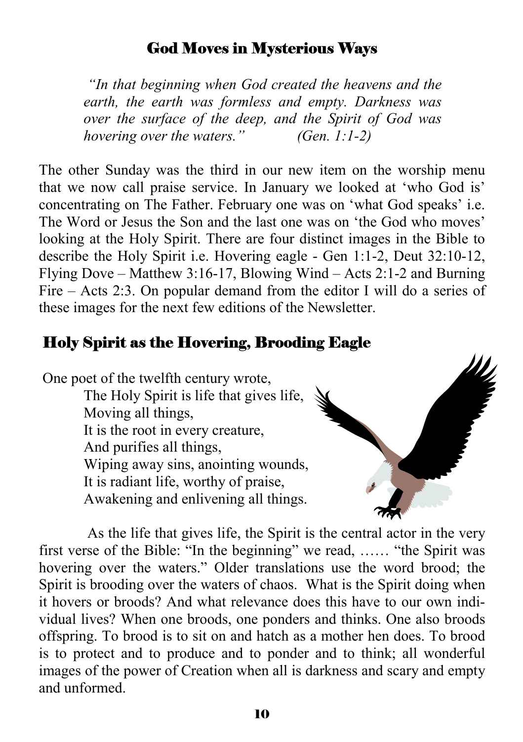## God Moves in Mysterious Ways

> *"In that beginning when God created the heavens and the earth, the earth was formless and empty. Darkness was over the surface of the deep, and the Spirit of God was hovering over the waters."* *(Gen. 1:1-2)*

The other Sunday was the third in our new item on the worship menu that we now call praise service. In January we looked at 'who God is' concentrating on The Father. February one was on 'what God speaks' i.e. The Word or Jesus the Son and the last one was on 'the God who moves' looking at the Holy Spirit. There are four distinct images in the Bible to describe the Holy Spirit i.e. Hovering eagle - Gen 1:1-2, Deut 32:10-12, Flying Dove – Matthew 3:16-17, Blowing Wind – Acts 2:1-2 and Burning Fire – Acts 2:3. On popular demand from the editor I will do a series of these images for the next few editions of the Newsletter.

## Holy Spirit as the Hovering, Brooding Eagle

One poet of the twelfth century wrote,

> The Holy Spirit is life that gives life,
> Moving all things,
> It is the root in every creature,
> And purifies all things,
> Wiping away sins, anointing wounds,
> It is radiant life, worthy of praise,
> Awakening and enlivening all things.

As the life that gives life, the Spirit is the central actor in the very first verse of the Bible: "In the beginning" we read, …… "the Spirit was hovering over the waters." Older translations use the word brood; the Spirit is brooding over the waters of chaos. What is the Spirit doing when it hovers or broods? And what relevance does this have to our own individual lives? When one broods, one ponders and thinks. One also broods offspring. To brood is to sit on and hatch as a mother hen does. To brood is to protect and to produce and to ponder and to think; all wonderful images of the power of Creation when all is darkness and scary and empty and unformed.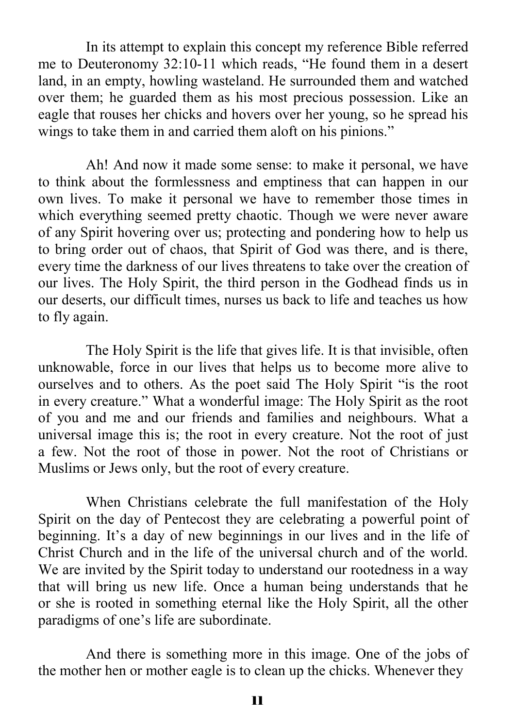In its attempt to explain this concept my reference Bible referred me to Deuteronomy 32:10-11 which reads, "He found them in a desert land, in an empty, howling wasteland. He surrounded them and watched over them; he guarded them as his most precious possession. Like an eagle that rouses her chicks and hovers over her young, so he spread his wings to take them in and carried them aloft on his pinions."

Ah! And now it made some sense: to make it personal, we have to think about the formlessness and emptiness that can happen in our own lives. To make it personal we have to remember those times in which everything seemed pretty chaotic. Though we were never aware of any Spirit hovering over us; protecting and pondering how to help us to bring order out of chaos, that Spirit of God was there, and is there, every time the darkness of our lives threatens to take over the creation of our lives. The Holy Spirit, the third person in the Godhead finds us in our deserts, our difficult times, nurses us back to life and teaches us how to fly again.

The Holy Spirit is the life that gives life. It is that invisible, often unknowable, force in our lives that helps us to become more alive to ourselves and to others. As the poet said The Holy Spirit "is the root in every creature." What a wonderful image: The Holy Spirit as the root of you and me and our friends and families and neighbours. What a universal image this is; the root in every creature. Not the root of just a few. Not the root of those in power. Not the root of Christians or Muslims or Jews only, but the root of every creature.

When Christians celebrate the full manifestation of the Holy Spirit on the day of Pentecost they are celebrating a powerful point of beginning. It's a day of new beginnings in our lives and in the life of Christ Church and in the life of the universal church and of the world. We are invited by the Spirit today to understand our rootedness in a way that will bring us new life. Once a human being understands that he or she is rooted in something eternal like the Holy Spirit, all the other paradigms of one's life are subordinate.

And there is something more in this image. One of the jobs of the mother hen or mother eagle is to clean up the chicks. Whenever they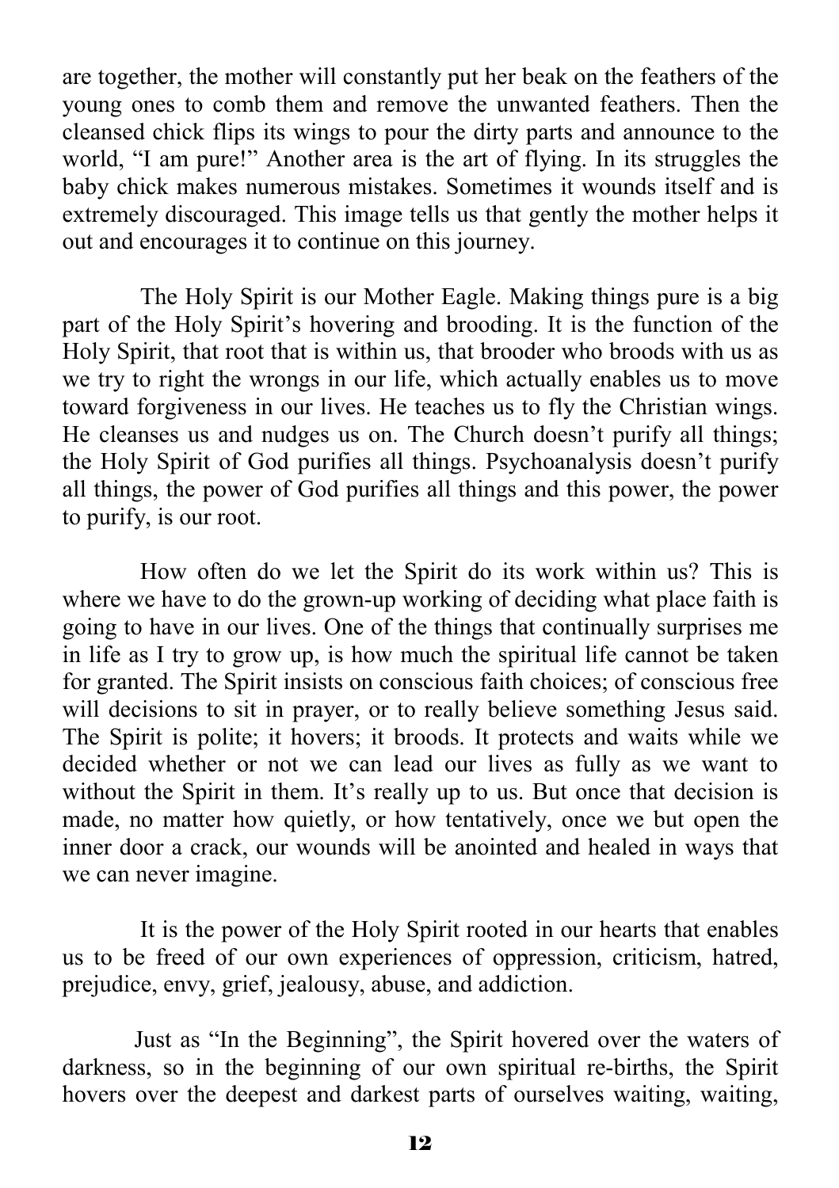are together, the mother will constantly put her beak on the feathers of the young ones to comb them and remove the unwanted feathers. Then the cleansed chick flips its wings to pour the dirty parts and announce to the world, "I am pure!" Another area is the art of flying. In its struggles the baby chick makes numerous mistakes. Sometimes it wounds itself and is extremely discouraged. This image tells us that gently the mother helps it out and encourages it to continue on this journey.

The Holy Spirit is our Mother Eagle. Making things pure is a big part of the Holy Spirit's hovering and brooding. It is the function of the Holy Spirit, that root that is within us, that brooder who broods with us as we try to right the wrongs in our life, which actually enables us to move toward forgiveness in our lives. He teaches us to fly the Christian wings. He cleanses us and nudges us on. The Church doesn't purify all things; the Holy Spirit of God purifies all things. Psychoanalysis doesn't purify all things, the power of God purifies all things and this power, the power to purify, is our root.

How often do we let the Spirit do its work within us? This is where we have to do the grown-up working of deciding what place faith is going to have in our lives. One of the things that continually surprises me in life as I try to grow up, is how much the spiritual life cannot be taken for granted. The Spirit insists on conscious faith choices; of conscious free will decisions to sit in prayer, or to really believe something Jesus said. The Spirit is polite; it hovers; it broods. It protects and waits while we decided whether or not we can lead our lives as fully as we want to without the Spirit in them. It's really up to us. But once that decision is made, no matter how quietly, or how tentatively, once we but open the inner door a crack, our wounds will be anointed and healed in ways that we can never imagine.

It is the power of the Holy Spirit rooted in our hearts that enables us to be freed of our own experiences of oppression, criticism, hatred, prejudice, envy, grief, jealousy, abuse, and addiction.

Just as "In the Beginning", the Spirit hovered over the waters of darkness, so in the beginning of our own spiritual re-births, the Spirit hovers over the deepest and darkest parts of ourselves waiting, waiting,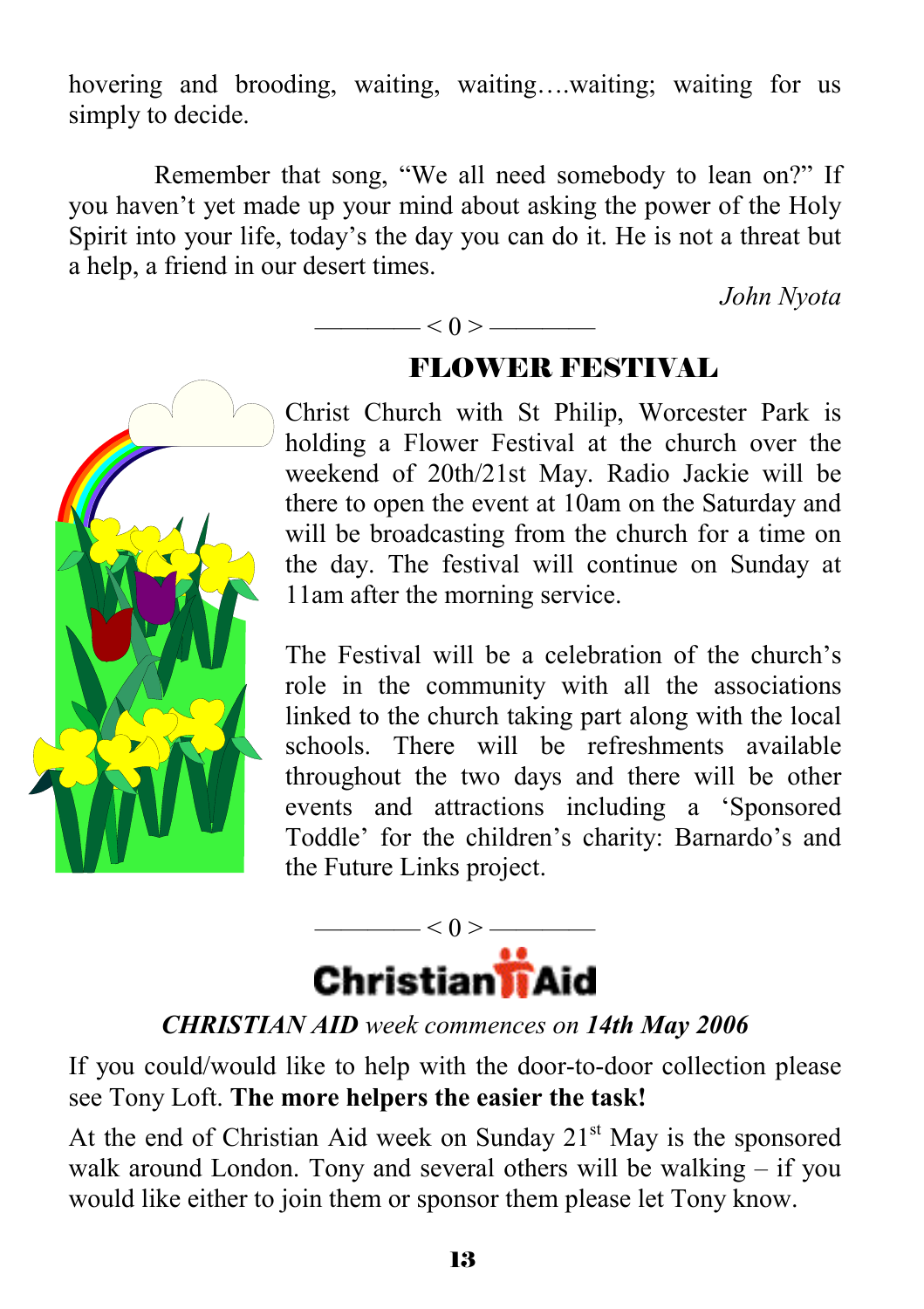hovering and brooding, waiting, waiting….waiting; waiting for us simply to decide.

Remember that song, "We all need somebody to lean on?" If you haven't yet made up your mind about asking the power of the Holy Spirit into your life, today's the day you can do it. He is not a threat but a help, a friend in our desert times.

*John Nyota*

———— < 0 > ————

## FLOWER FESTIVAL

Christ Church with St Philip, Worcester Park is holding a Flower Festival at the church over the weekend of 20th/21st May. Radio Jackie will be there to open the event at 10am on the Saturday and will be broadcasting from the church for a time on the day. The festival will continue on Sunday at 11am after the morning service.

The Festival will be a celebration of the church's role in the community with all the associations linked to the church taking part along with the local schools. There will be refreshments available throughout the two days and there will be other events and attractions including a 'Sponsored Toddle' for the children's charity: Barnardo's and the Future Links project.

———— < 0 > ————

**Christian Aid**

***CHRISTIAN AID** week commences on **14th May 2006***

If you could/would like to help with the door-to-door collection please see Tony Loft. **The more helpers the easier the task!**

At the end of Christian Aid week on Sunday 21st May is the sponsored walk around London. Tony and several others will be walking – if you would like either to join them or sponsor them please let Tony know.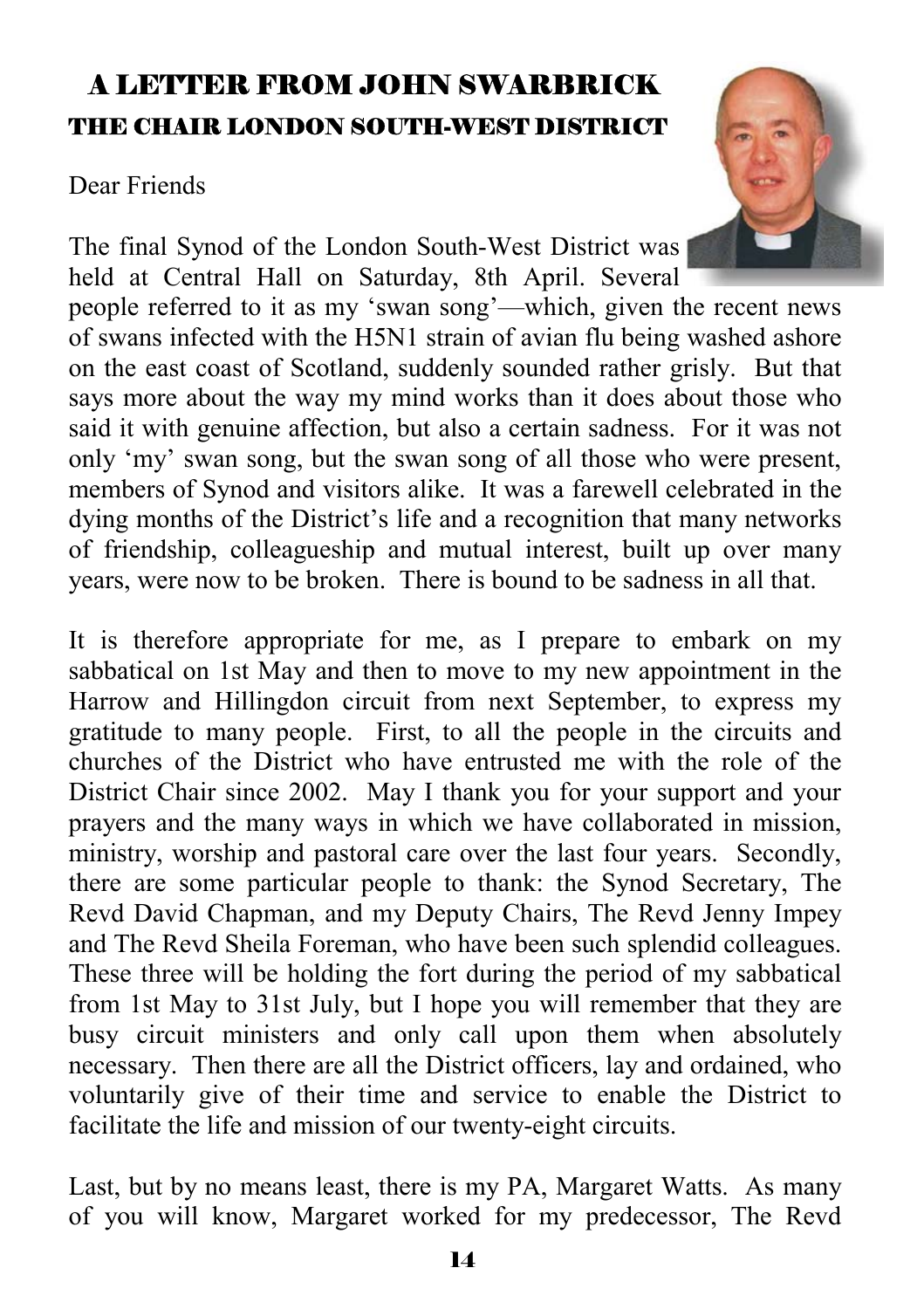## A LETTER FROM JOHN SWARBRICK

### THE CHAIR LONDON SOUTH-WEST DISTRICT

Dear Friends

The final Synod of the London South-West District was held at Central Hall on Saturday, 8th April. Several people referred to it as my 'swan song'—which, given the recent news of swans infected with the H5N1 strain of avian flu being washed ashore on the east coast of Scotland, suddenly sounded rather grisly. But that says more about the way my mind works than it does about those who said it with genuine affection, but also a certain sadness. For it was not only 'my' swan song, but the swan song of all those who were present, members of Synod and visitors alike. It was a farewell celebrated in the dying months of the District's life and a recognition that many networks of friendship, colleagueship and mutual interest, built up over many years, were now to be broken. There is bound to be sadness in all that.

It is therefore appropriate for me, as I prepare to embark on my sabbatical on 1st May and then to move to my new appointment in the Harrow and Hillingdon circuit from next September, to express my gratitude to many people. First, to all the people in the circuits and churches of the District who have entrusted me with the role of the District Chair since 2002. May I thank you for your support and your prayers and the many ways in which we have collaborated in mission, ministry, worship and pastoral care over the last four years. Secondly, there are some particular people to thank: the Synod Secretary, The Revd David Chapman, and my Deputy Chairs, The Revd Jenny Impey and The Revd Sheila Foreman, who have been such splendid colleagues. These three will be holding the fort during the period of my sabbatical from 1st May to 31st July, but I hope you will remember that they are busy circuit ministers and only call upon them when absolutely necessary. Then there are all the District officers, lay and ordained, who voluntarily give of their time and service to enable the District to facilitate the life and mission of our twenty-eight circuits.

Last, but by no means least, there is my PA, Margaret Watts. As many of you will know, Margaret worked for my predecessor, The Revd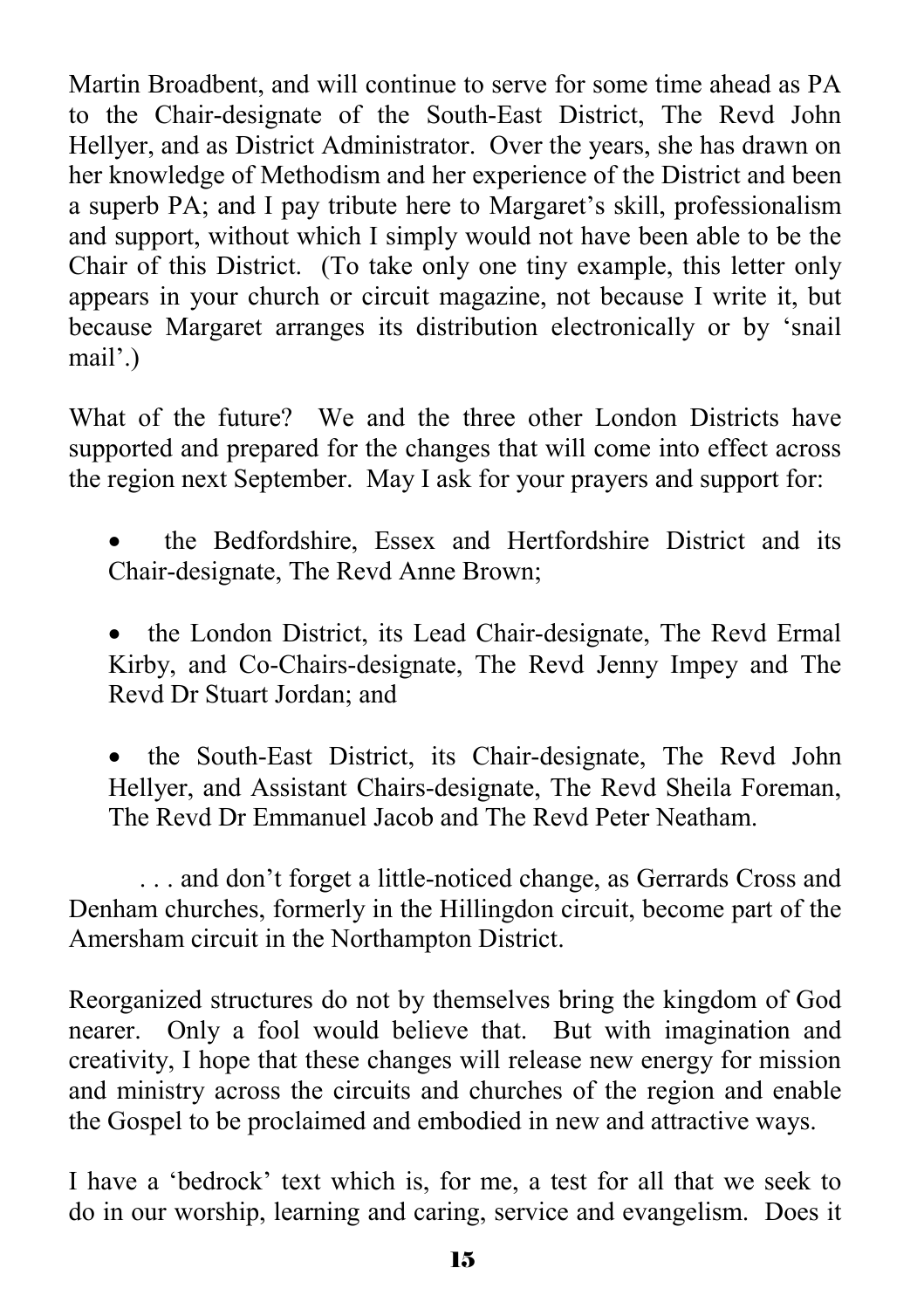Martin Broadbent, and will continue to serve for some time ahead as PA to the Chair-designate of the South-East District, The Revd John Hellyer, and as District Administrator. Over the years, she has drawn on her knowledge of Methodism and her experience of the District and been a superb PA; and I pay tribute here to Margaret's skill, professionalism and support, without which I simply would not have been able to be the Chair of this District. (To take only one tiny example, this letter only appears in your church or circuit magazine, not because I write it, but because Margaret arranges its distribution electronically or by 'snail mail'.)

What of the future? We and the three other London Districts have supported and prepared for the changes that will come into effect across the region next September. May I ask for your prayers and support for:

- the Bedfordshire, Essex and Hertfordshire District and its Chair-designate, The Revd Anne Brown;
- the London District, its Lead Chair-designate, The Revd Ermal Kirby, and Co-Chairs-designate, The Revd Jenny Impey and The Revd Dr Stuart Jordan; and
- the South-East District, its Chair-designate, The Revd John Hellyer, and Assistant Chairs-designate, The Revd Sheila Foreman, The Revd Dr Emmanuel Jacob and The Revd Peter Neatham.

. . . and don't forget a little-noticed change, as Gerrards Cross and Denham churches, formerly in the Hillingdon circuit, become part of the Amersham circuit in the Northampton District.

Reorganized structures do not by themselves bring the kingdom of God nearer. Only a fool would believe that. But with imagination and creativity, I hope that these changes will release new energy for mission and ministry across the circuits and churches of the region and enable the Gospel to be proclaimed and embodied in new and attractive ways.

I have a 'bedrock' text which is, for me, a test for all that we seek to do in our worship, learning and caring, service and evangelism. Does it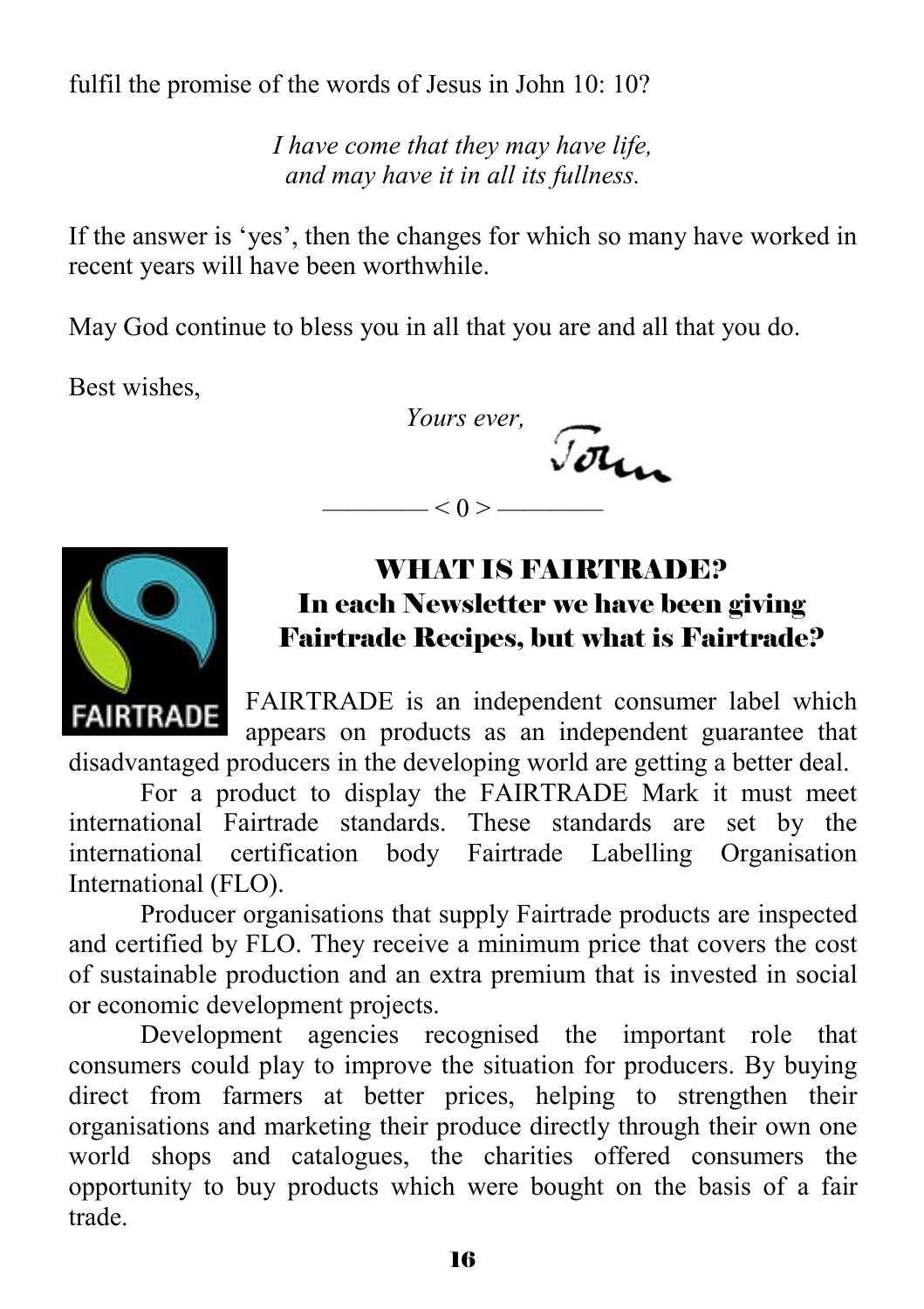fulfil the promise of the words of Jesus in John 10: 10?

*I have come that they may have life,*
*and may have it in all its fullness.*

If the answer is 'yes', then the changes for which so many have worked in recent years will have been worthwhile.

May God continue to bless you in all that you are and all that you do.

Best wishes,

*Yours ever,*
John

———— < 0 > ————

## WHAT IS FAIRTRADE?
## In each Newsletter we have been giving Fairtrade Recipes, but what is Fairtrade?

FAIRTRADE is an independent consumer label which appears on products as an independent guarantee that disadvantaged producers in the developing world are getting a better deal.

For a product to display the FAIRTRADE Mark it must meet international Fairtrade standards. These standards are set by the international certification body Fairtrade Labelling Organisation International (FLO).

Producer organisations that supply Fairtrade products are inspected and certified by FLO. They receive a minimum price that covers the cost of sustainable production and an extra premium that is invested in social or economic development projects.

Development agencies recognised the important role that consumers could play to improve the situation for producers. By buying direct from farmers at better prices, helping to strengthen their organisations and marketing their produce directly through their own one world shops and catalogues, the charities offered consumers the opportunity to buy products which were bought on the basis of a fair trade.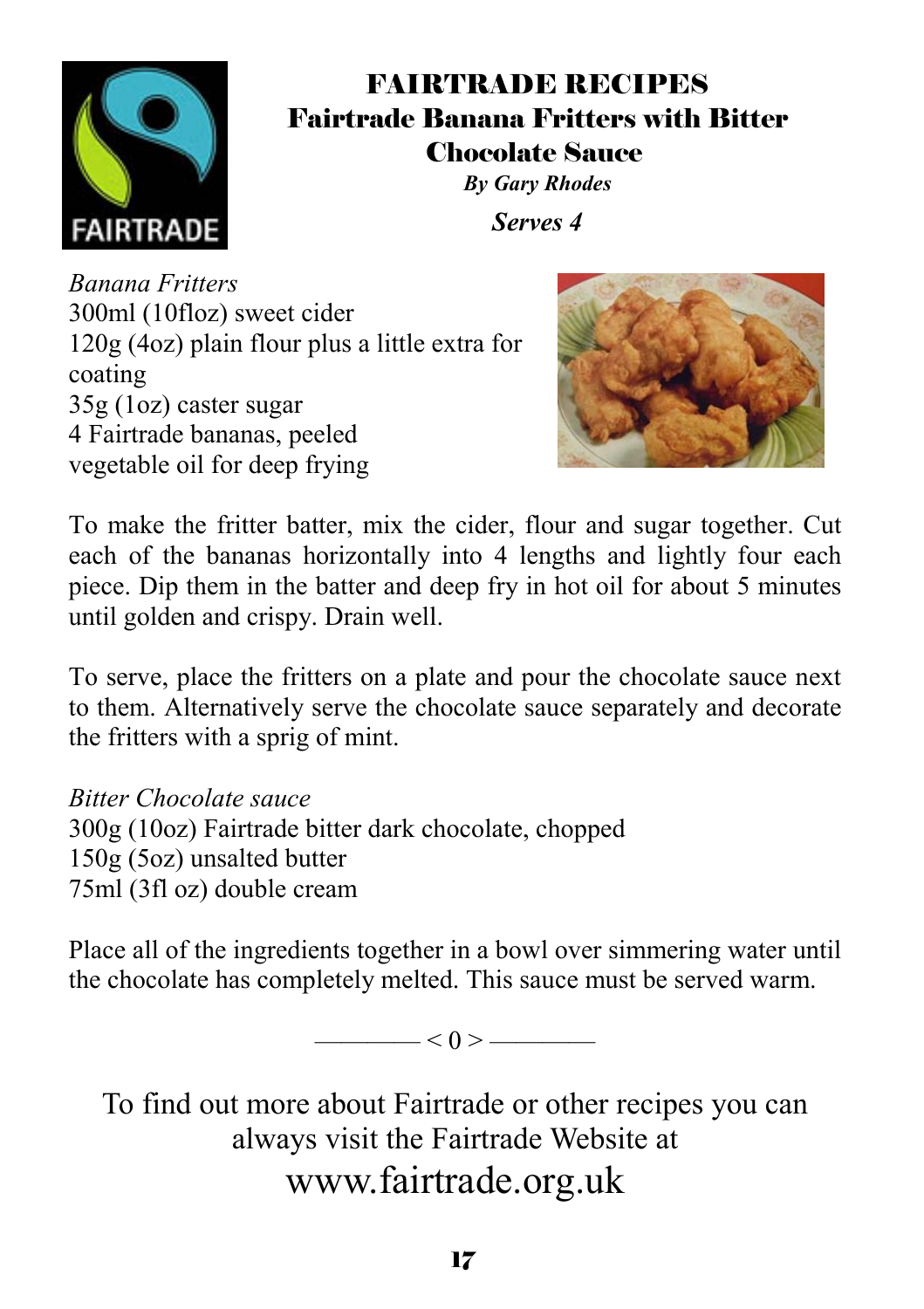# FAIRTRADE RECIPES

## Fairtrade Banana Fritters with Bitter Chocolate Sauce

***By Gary Rhodes***

***Serves 4***

*Banana Fritters*
300ml (10floz) sweet cider
120g (4oz) plain flour plus a little extra for coating
35g (1oz) caster sugar
4 Fairtrade bananas, peeled
vegetable oil for deep frying

To make the fritter batter, mix the cider, flour and sugar together. Cut each of the bananas horizontally into 4 lengths and lightly four each piece. Dip them in the batter and deep fry in hot oil for about 5 minutes until golden and crispy. Drain well.

To serve, place the fritters on a plate and pour the chocolate sauce next to them. Alternatively serve the chocolate sauce separately and decorate the fritters with a sprig of mint.

*Bitter Chocolate sauce*
300g (10oz) Fairtrade bitter dark chocolate, chopped
150g (5oz) unsalted butter
75ml (3fl oz) double cream

Place all of the ingredients together in a bowl over simmering water until the chocolate has completely melted. This sauce must be served warm.

———— < 0 > ————

To find out more about Fairtrade or other recipes you can always visit the Fairtrade Website at

www.fairtrade.org.uk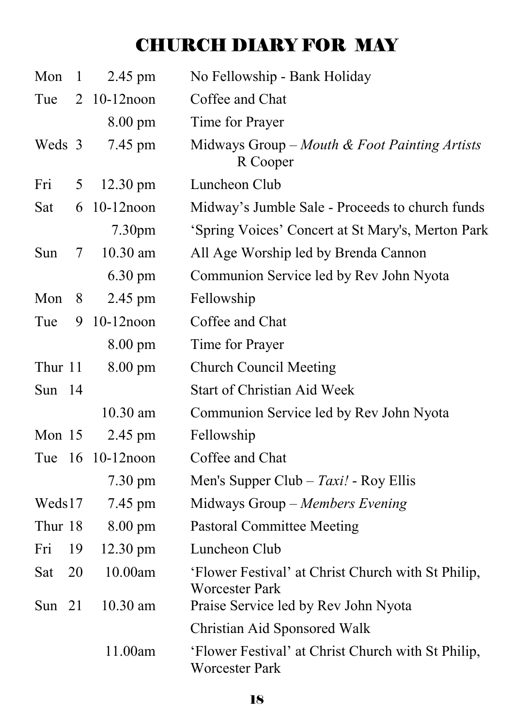# CHURCH DIARY FOR MAY

| | | | |
|---|---|---|---|
| Mon | 1 | 2.45 pm | No Fellowship - Bank Holiday |
| Tue | 2 | 10-12noon | Coffee and Chat |
| | | 8.00 pm | Time for Prayer |
| Weds | 3 | 7.45 pm | Midways Group – *Mouth & Foot Painting Artists* R Cooper |
| Fri | 5 | 12.30 pm | Luncheon Club |
| Sat | 6 | 10-12noon | Midway's Jumble Sale - Proceeds to church funds |
| | | 7.30pm | 'Spring Voices' Concert at St Mary's, Merton Park |
| Sun | 7 | 10.30 am | All Age Worship led by Brenda Cannon |
| | | 6.30 pm | Communion Service led by Rev John Nyota |
| Mon | 8 | 2.45 pm | Fellowship |
| Tue | 9 | 10-12noon | Coffee and Chat |
| | | 8.00 pm | Time for Prayer |
| Thur | 11 | 8.00 pm | Church Council Meeting |
| Sun | 14 | | Start of Christian Aid Week |
| | | 10.30 am | Communion Service led by Rev John Nyota |
| Mon | 15 | 2.45 pm | Fellowship |
| Tue | 16 | 10-12noon | Coffee and Chat |
| | | 7.30 pm | Men's Supper Club – *Taxi!* - Roy Ellis |
| Weds | 17 | 7.45 pm | Midways Group – *Members Evening* |
| Thur | 18 | 8.00 pm | Pastoral Committee Meeting |
| Fri | 19 | 12.30 pm | Luncheon Club |
| Sat | 20 | 10.00am | 'Flower Festival' at Christ Church with St Philip, Worcester Park |
| Sun | 21 | 10.30 am | Praise Service led by Rev John Nyota |
| | | | Christian Aid Sponsored Walk |
| | | 11.00am | 'Flower Festival' at Christ Church with St Philip, Worcester Park |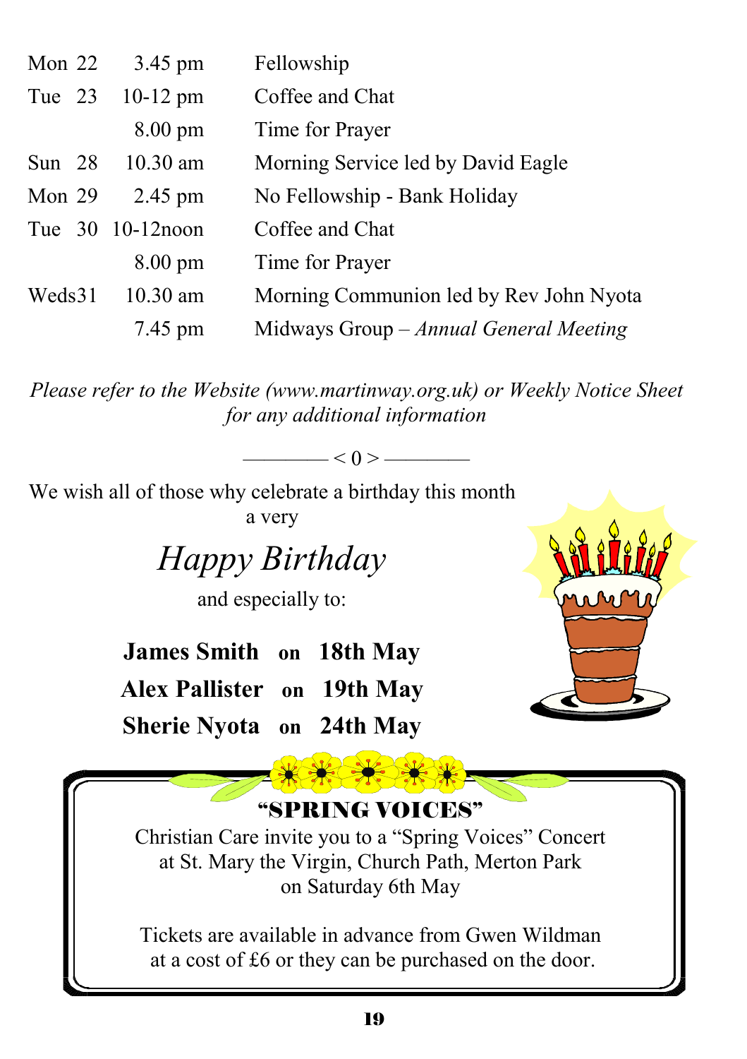| | | |
|---|---|---|
| Mon 22 | 3.45 pm | Fellowship |
| Tue 23 | 10-12 pm | Coffee and Chat |
| | 8.00 pm | Time for Prayer |
| Sun 28 | 10.30 am | Morning Service led by David Eagle |
| Mon 29 | 2.45 pm | No Fellowship - Bank Holiday |
| Tue 30 | 10-12noon | Coffee and Chat |
| | 8.00 pm | Time for Prayer |
| Weds31 | 10.30 am | Morning Communion led by Rev John Nyota |
| | 7.45 pm | Midways Group – *Annual General Meeting* |

*Please refer to the Website (www.martinway.org.uk) or Weekly Notice Sheet for any additional information*

———— < 0 > ————

We wish all of those why celebrate a birthday this month a very

*Happy Birthday*

and especially to:

**James Smith on 18th May**
**Alex Pallister on 19th May**
**Sherie Nyota on 24th May**

## "SPRING VOICES"

Christian Care invite you to a "Spring Voices" Concert at St. Mary the Virgin, Church Path, Merton Park on Saturday 6th May

Tickets are available in advance from Gwen Wildman at a cost of £6 or they can be purchased on the door.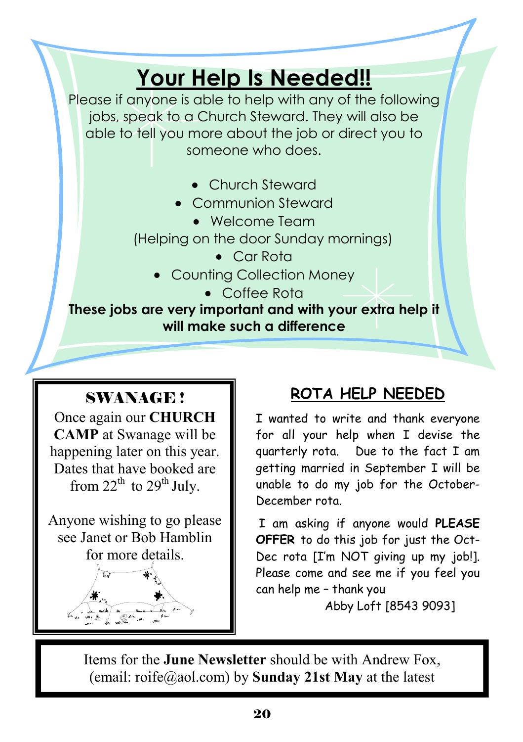# Your Help Is Needed!!

Please if anyone is able to help with any of the following jobs, speak to a Church Steward. They will also be able to tell you more about the job or direct you to someone who does.

- Church Steward
- Communion Steward
- Welcome Team (Helping on the door Sunday mornings)
- Car Rota
- Counting Collection Money
- Coffee Rota

**These jobs are very important and with your extra help it will make such a difference**

## SWANAGE !

Once again our **CHURCH CAMP** at Swanage will be happening later on this year. Dates that have booked are from 22th to 29th July.

Anyone wishing to go please see Janet or Bob Hamblin for more details.

## ROTA HELP NEEDED

I wanted to write and thank everyone for all your help when I devise the quarterly rota. Due to the fact I am getting married in September I will be unable to do my job for the October-December rota.

I am asking if anyone would **PLEASE OFFER** to do this job for just the Oct-Dec rota [I'm NOT giving up my job!]. Please come and see me if you feel you can help me – thank you

Abby Loft [8543 9093]

Items for the **June Newsletter** should be with Andrew Fox, (email: roife@aol.com) by **Sunday 21st May** at the latest